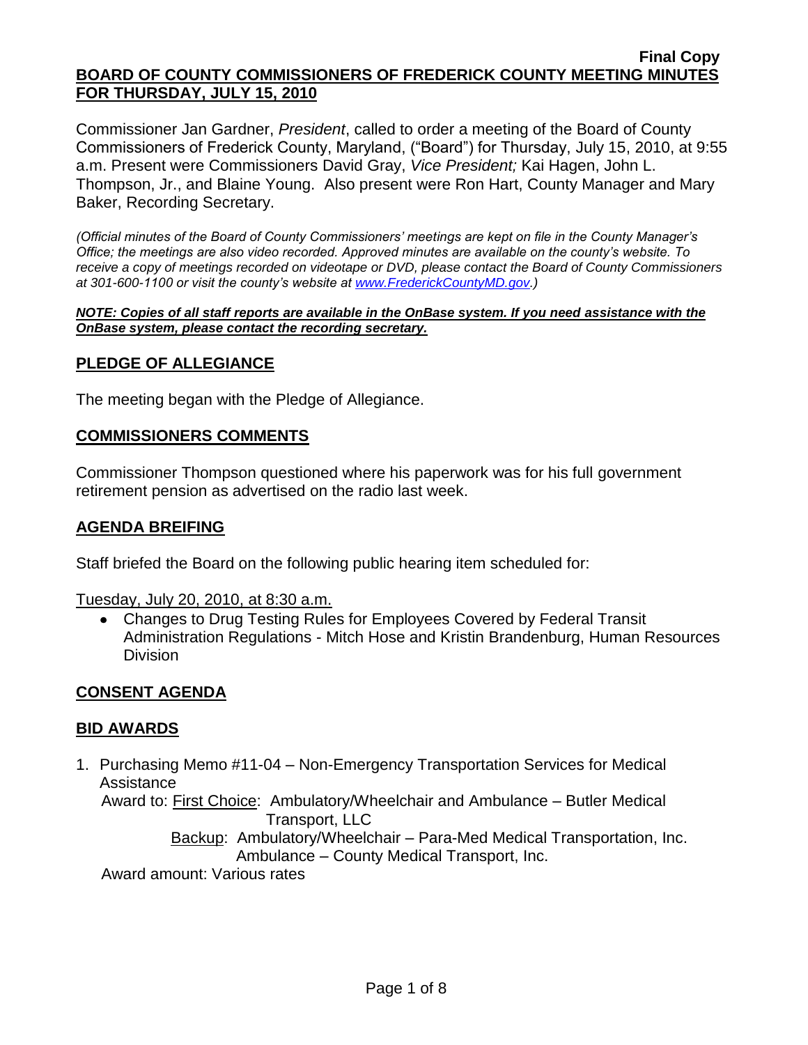**Final Copy**

**BOARD OF COUNTY COMMISSIONERS OF FREDERICK COUNTY MEETING MINUTES FOR THURSDAY, JULY 15, 2010**

Commissioner Jan Gardner, *President*, called to order a meeting of the Board of County Commissioners of Frederick County, Maryland, ("Board") for Thursday, July 15, 2010, at 9:55 a.m. Present were Commissioners David Gray, *Vice President;* Kai Hagen, John L. Thompson, Jr., and Blaine Young. Also present were Ron Hart, County Manager and Mary Baker, Recording Secretary.

*(Official minutes of the Board of County Commissioners' meetings are kept on file in the County Manager's Office; the meetings are also video recorded. Approved minutes are available on the county's website. To receive a copy of meetings recorded on videotape or DVD, please contact the Board of County Commissioners at 301-600-1100 or visit the county's website at www.FrederickCountyMD.gov.)*

***NOTE: Copies of all staff reports are available in the OnBase system. If you need assistance with the OnBase system, please contact the recording secretary.***

## PLEDGE OF ALLEGIANCE

The meeting began with the Pledge of Allegiance.

## COMMISSIONERS COMMENTS

Commissioner Thompson questioned where his paperwork was for his full government retirement pension as advertised on the radio last week.

## AGENDA BREIFING

Staff briefed the Board on the following public hearing item scheduled for:

Tuesday, July 20, 2010, at 8:30 a.m.

- Changes to Drug Testing Rules for Employees Covered by Federal Transit Administration Regulations - Mitch Hose and Kristin Brandenburg, Human Resources Division

## CONSENT AGENDA

## BID AWARDS

1. Purchasing Memo #11-04 – Non-Emergency Transportation Services for Medical Assistance

   Award to: First Choice: Ambulatory/Wheelchair and Ambulance – Butler Medical Transport, LLC

   Backup: Ambulatory/Wheelchair – Para-Med Medical Transportation, Inc.
   Ambulance – County Medical Transport, Inc.

   Award amount: Various rates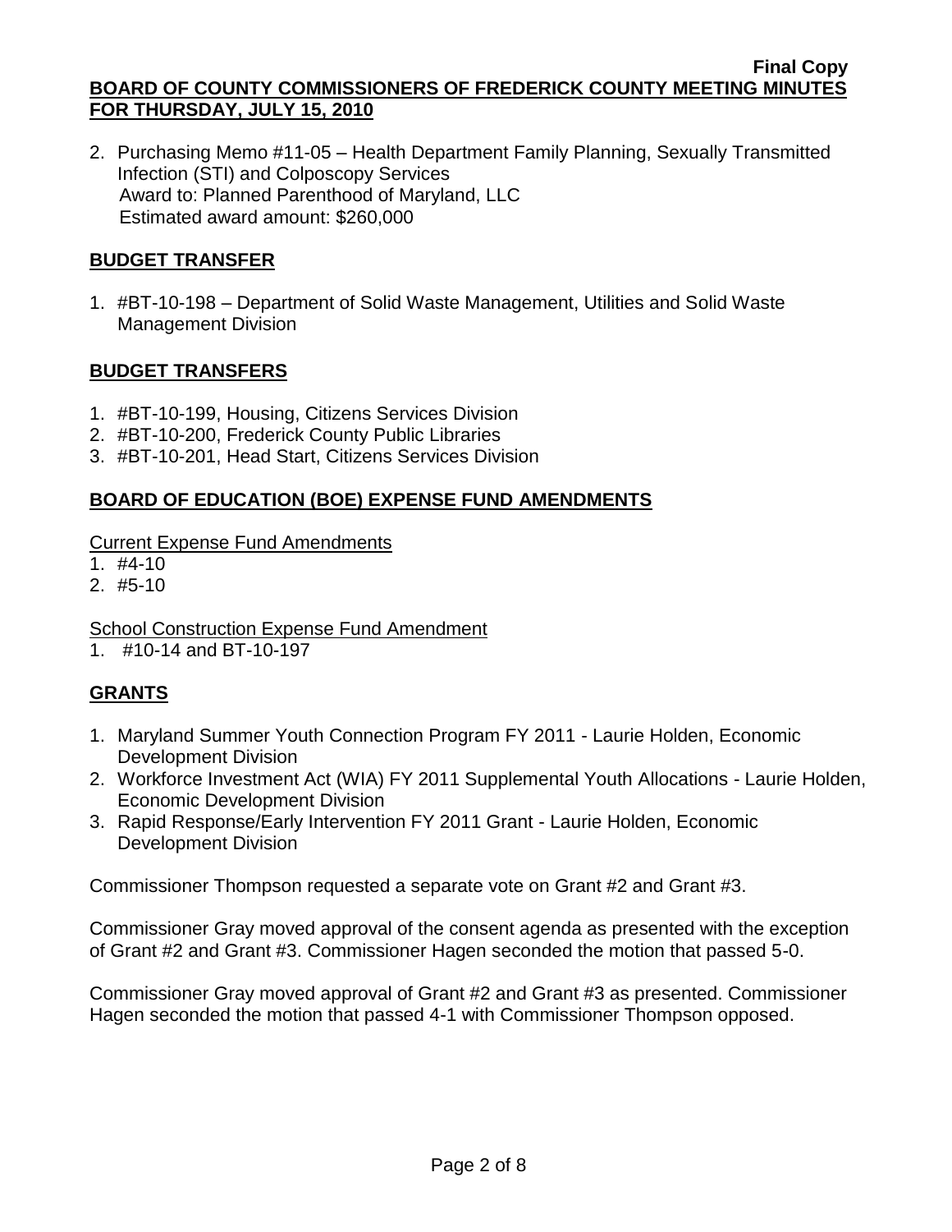2. Purchasing Memo #11-05 – Health Department Family Planning, Sexually Transmitted Infection (STI) and Colposcopy Services
   Award to: Planned Parenthood of Maryland, LLC
   Estimated award amount: $260,000

## BUDGET TRANSFER

1. #BT-10-198 – Department of Solid Waste Management, Utilities and Solid Waste Management Division

## BUDGET TRANSFERS

1. #BT-10-199, Housing, Citizens Services Division
2. #BT-10-200, Frederick County Public Libraries
3. #BT-10-201, Head Start, Citizens Services Division

## BOARD OF EDUCATION (BOE) EXPENSE FUND AMENDMENTS

Current Expense Fund Amendments

1. #4-10
2. #5-10

School Construction Expense Fund Amendment

1. #10-14 and BT-10-197

## GRANTS

1. Maryland Summer Youth Connection Program FY 2011 - Laurie Holden, Economic Development Division
2. Workforce Investment Act (WIA) FY 2011 Supplemental Youth Allocations - Laurie Holden, Economic Development Division
3. Rapid Response/Early Intervention FY 2011 Grant - Laurie Holden, Economic Development Division

Commissioner Thompson requested a separate vote on Grant #2 and Grant #3.

Commissioner Gray moved approval of the consent agenda as presented with the exception of Grant #2 and Grant #3. Commissioner Hagen seconded the motion that passed 5-0.

Commissioner Gray moved approval of Grant #2 and Grant #3 as presented. Commissioner Hagen seconded the motion that passed 4-1 with Commissioner Thompson opposed.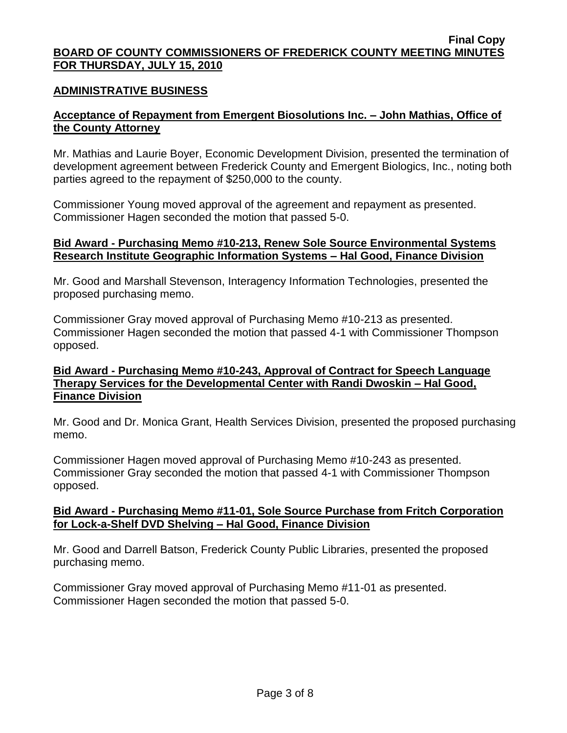**Final Copy**

**BOARD OF COUNTY COMMISSIONERS OF FREDERICK COUNTY MEETING MINUTES FOR THURSDAY, JULY 15, 2010**

## ADMINISTRATIVE BUSINESS

### Acceptance of Repayment from Emergent Biosolutions Inc. – John Mathias, Office of the County Attorney

Mr. Mathias and Laurie Boyer, Economic Development Division, presented the termination of development agreement between Frederick County and Emergent Biologics, Inc., noting both parties agreed to the repayment of $250,000 to the county.

Commissioner Young moved approval of the agreement and repayment as presented. Commissioner Hagen seconded the motion that passed 5-0.

### Bid Award - Purchasing Memo #10-213, Renew Sole Source Environmental Systems Research Institute Geographic Information Systems – Hal Good, Finance Division

Mr. Good and Marshall Stevenson, Interagency Information Technologies, presented the proposed purchasing memo.

Commissioner Gray moved approval of Purchasing Memo #10-213 as presented. Commissioner Hagen seconded the motion that passed 4-1 with Commissioner Thompson opposed.

### Bid Award - Purchasing Memo #10-243, Approval of Contract for Speech Language Therapy Services for the Developmental Center with Randi Dwoskin – Hal Good, Finance Division

Mr. Good and Dr. Monica Grant, Health Services Division, presented the proposed purchasing memo.

Commissioner Hagen moved approval of Purchasing Memo #10-243 as presented. Commissioner Gray seconded the motion that passed 4-1 with Commissioner Thompson opposed.

### Bid Award - Purchasing Memo #11-01, Sole Source Purchase from Fritch Corporation for Lock-a-Shelf DVD Shelving – Hal Good, Finance Division

Mr. Good and Darrell Batson, Frederick County Public Libraries, presented the proposed purchasing memo.

Commissioner Gray moved approval of Purchasing Memo #11-01 as presented. Commissioner Hagen seconded the motion that passed 5-0.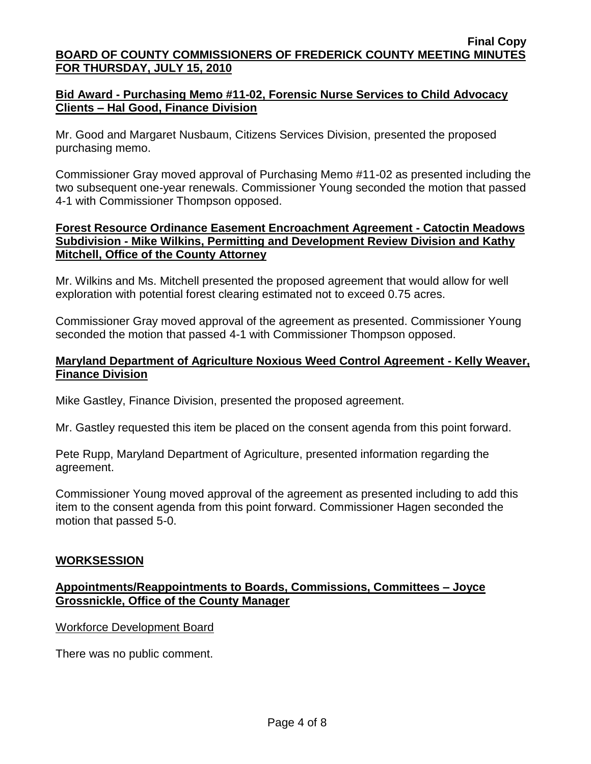**Bid Award - Purchasing Memo #11-02, Forensic Nurse Services to Child Advocacy Clients – Hal Good, Finance Division**

Mr. Good and Margaret Nusbaum, Citizens Services Division, presented the proposed purchasing memo.

Commissioner Gray moved approval of Purchasing Memo #11-02 as presented including the two subsequent one-year renewals. Commissioner Young seconded the motion that passed 4-1 with Commissioner Thompson opposed.

**Forest Resource Ordinance Easement Encroachment Agreement - Catoctin Meadows Subdivision - Mike Wilkins, Permitting and Development Review Division and Kathy Mitchell, Office of the County Attorney**

Mr. Wilkins and Ms. Mitchell presented the proposed agreement that would allow for well exploration with potential forest clearing estimated not to exceed 0.75 acres.

Commissioner Gray moved approval of the agreement as presented. Commissioner Young seconded the motion that passed 4-1 with Commissioner Thompson opposed.

**Maryland Department of Agriculture Noxious Weed Control Agreement - Kelly Weaver, Finance Division**

Mike Gastley, Finance Division, presented the proposed agreement.

Mr. Gastley requested this item be placed on the consent agenda from this point forward.

Pete Rupp, Maryland Department of Agriculture, presented information regarding the agreement.

Commissioner Young moved approval of the agreement as presented including to add this item to the consent agenda from this point forward. Commissioner Hagen seconded the motion that passed 5-0.

**WORKSESSION**

**Appointments/Reappointments to Boards, Commissions, Committees – Joyce Grossnickle, Office of the County Manager**

Workforce Development Board

There was no public comment.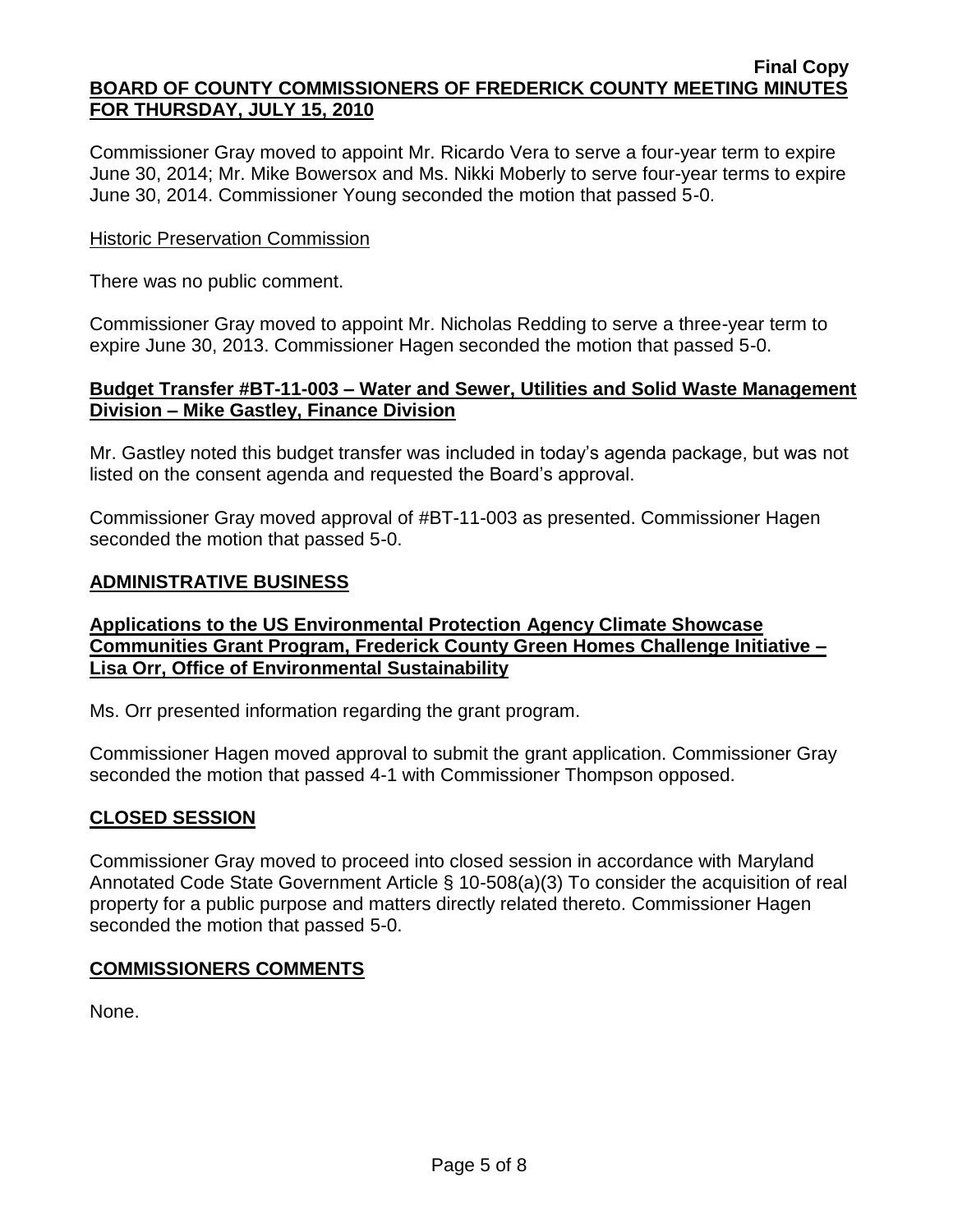Commissioner Gray moved to appoint Mr. Ricardo Vera to serve a four-year term to expire June 30, 2014; Mr. Mike Bowersox and Ms. Nikki Moberly to serve four-year terms to expire June 30, 2014. Commissioner Young seconded the motion that passed 5-0.

Historic Preservation Commission

There was no public comment.

Commissioner Gray moved to appoint Mr. Nicholas Redding to serve a three-year term to expire June 30, 2013. Commissioner Hagen seconded the motion that passed 5-0.

**Budget Transfer #BT-11-003 – Water and Sewer, Utilities and Solid Waste Management Division – Mike Gastley, Finance Division**

Mr. Gastley noted this budget transfer was included in today's agenda package, but was not listed on the consent agenda and requested the Board's approval.

Commissioner Gray moved approval of #BT-11-003 as presented. Commissioner Hagen seconded the motion that passed 5-0.

## ADMINISTRATIVE BUSINESS

**Applications to the US Environmental Protection Agency Climate Showcase Communities Grant Program, Frederick County Green Homes Challenge Initiative – Lisa Orr, Office of Environmental Sustainability**

Ms. Orr presented information regarding the grant program.

Commissioner Hagen moved approval to submit the grant application. Commissioner Gray seconded the motion that passed 4-1 with Commissioner Thompson opposed.

## CLOSED SESSION

Commissioner Gray moved to proceed into closed session in accordance with Maryland Annotated Code State Government Article § 10-508(a)(3) To consider the acquisition of real property for a public purpose and matters directly related thereto. Commissioner Hagen seconded the motion that passed 5-0.

## COMMISSIONERS COMMENTS

None.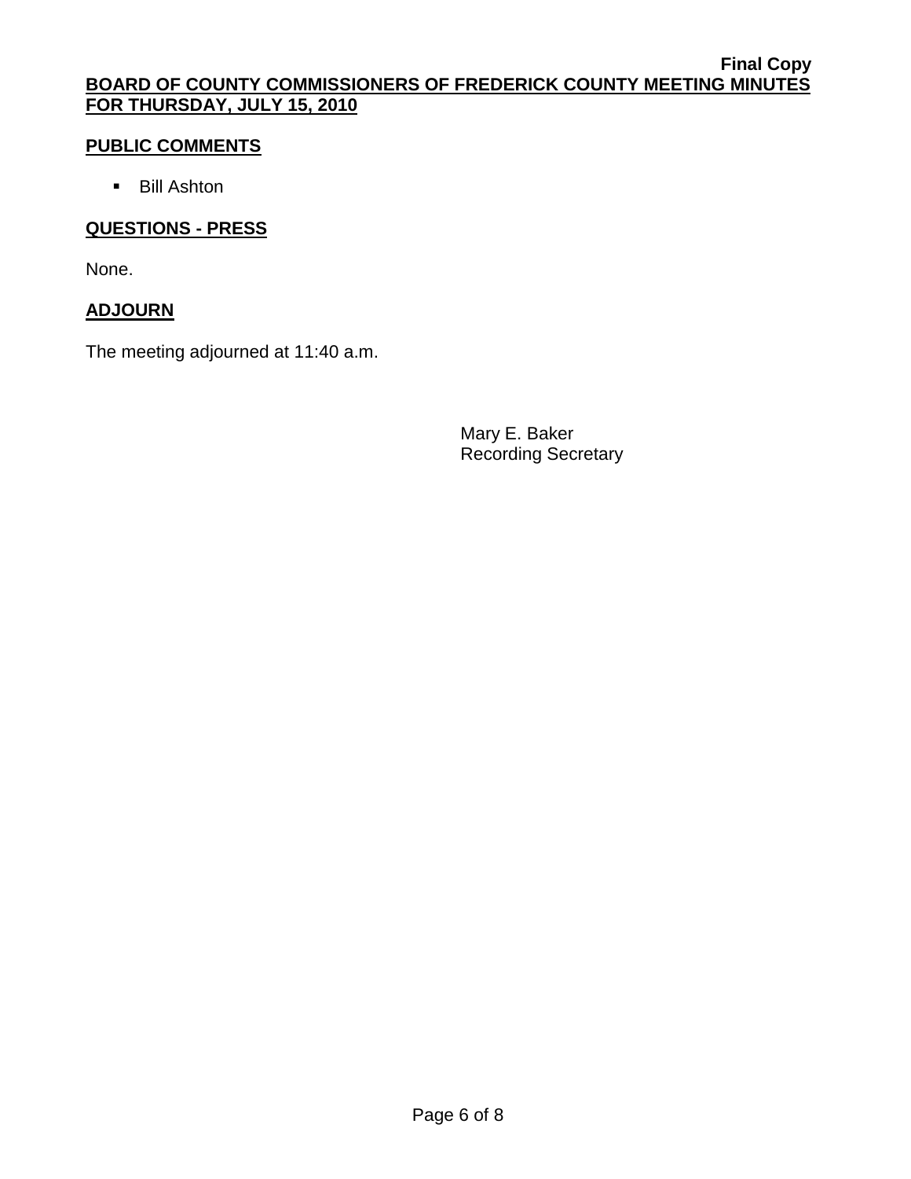## PUBLIC COMMENTS

- Bill Ashton

## QUESTIONS - PRESS

None.

## ADJOURN

The meeting adjourned at 11:40 a.m.

Mary E. Baker
Recording Secretary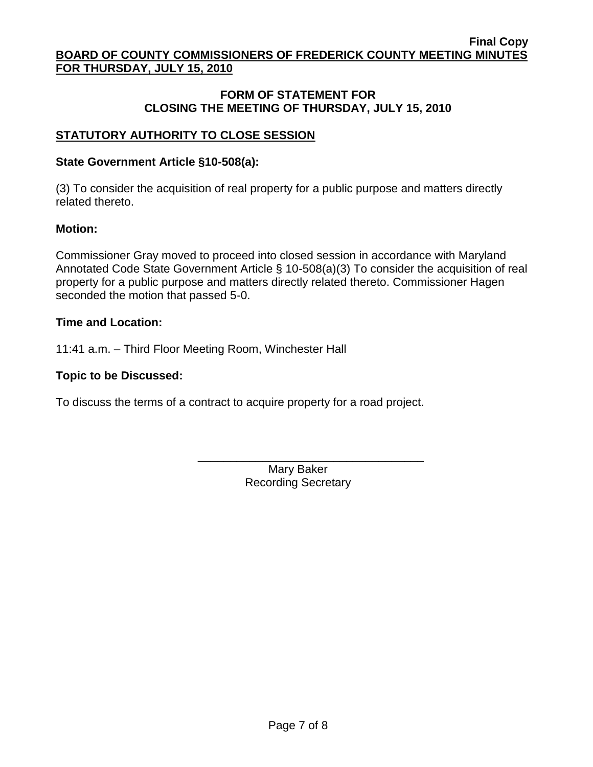## FORM OF STATEMENT FOR CLOSING THE MEETING OF THURSDAY, JULY 15, 2010

### STATUTORY AUTHORITY TO CLOSE SESSION

**State Government Article §10-508(a):**

(3) To consider the acquisition of real property for a public purpose and matters directly related thereto.

**Motion:**

Commissioner Gray moved to proceed into closed session in accordance with Maryland Annotated Code State Government Article § 10-508(a)(3) To consider the acquisition of real property for a public purpose and matters directly related thereto. Commissioner Hagen seconded the motion that passed 5-0.

**Time and Location:**

11:41 a.m. – Third Floor Meeting Room, Winchester Hall

**Topic to be Discussed:**

To discuss the terms of a contract to acquire property for a road project.

\_\_\_\_\_\_\_\_\_\_\_\_\_\_\_\_\_\_\_\_\_\_\_\_\_\_\_\_\_\_\_\_\_\_\_\_

Mary Baker
Recording Secretary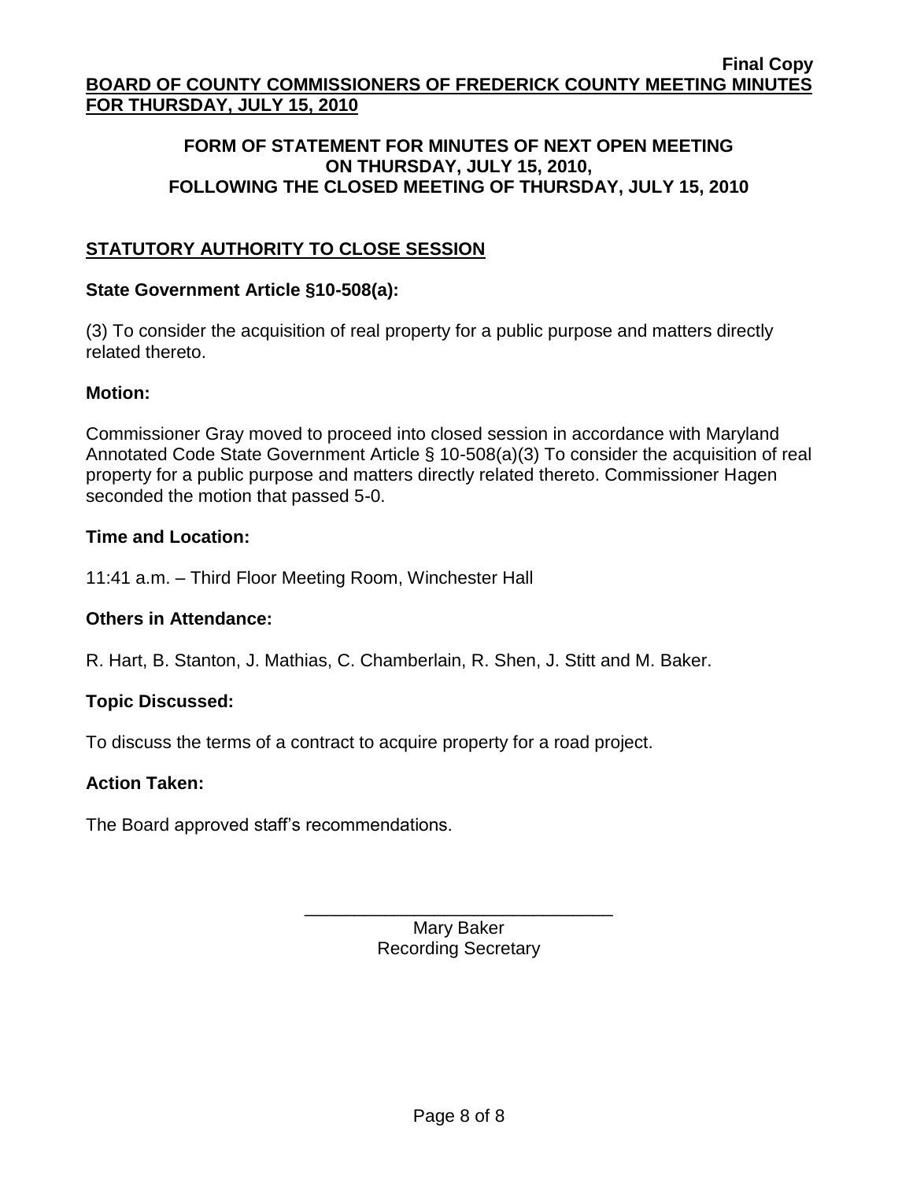## FORM OF STATEMENT FOR MINUTES OF NEXT OPEN MEETING ON THURSDAY, JULY 15, 2010, FOLLOWING THE CLOSED MEETING OF THURSDAY, JULY 15, 2010

### STATUTORY AUTHORITY TO CLOSE SESSION

**State Government Article §10-508(a):**

(3) To consider the acquisition of real property for a public purpose and matters directly related thereto.

**Motion:**

Commissioner Gray moved to proceed into closed session in accordance with Maryland Annotated Code State Government Article § 10-508(a)(3) To consider the acquisition of real property for a public purpose and matters directly related thereto. Commissioner Hagen seconded the motion that passed 5-0.

**Time and Location:**

11:41 a.m. – Third Floor Meeting Room, Winchester Hall

**Others in Attendance:**

R. Hart, B. Stanton, J. Mathias, C. Chamberlain, R. Shen, J. Stitt and M. Baker.

**Topic Discussed:**

To discuss the terms of a contract to acquire property for a road project.

**Action Taken:**

The Board approved staff's recommendations.

\_\_\_\_\_\_\_\_\_\_\_\_\_\_\_\_\_\_\_\_\_\_\_\_\_\_\_\_\_\_\_\_

Mary Baker
Recording Secretary